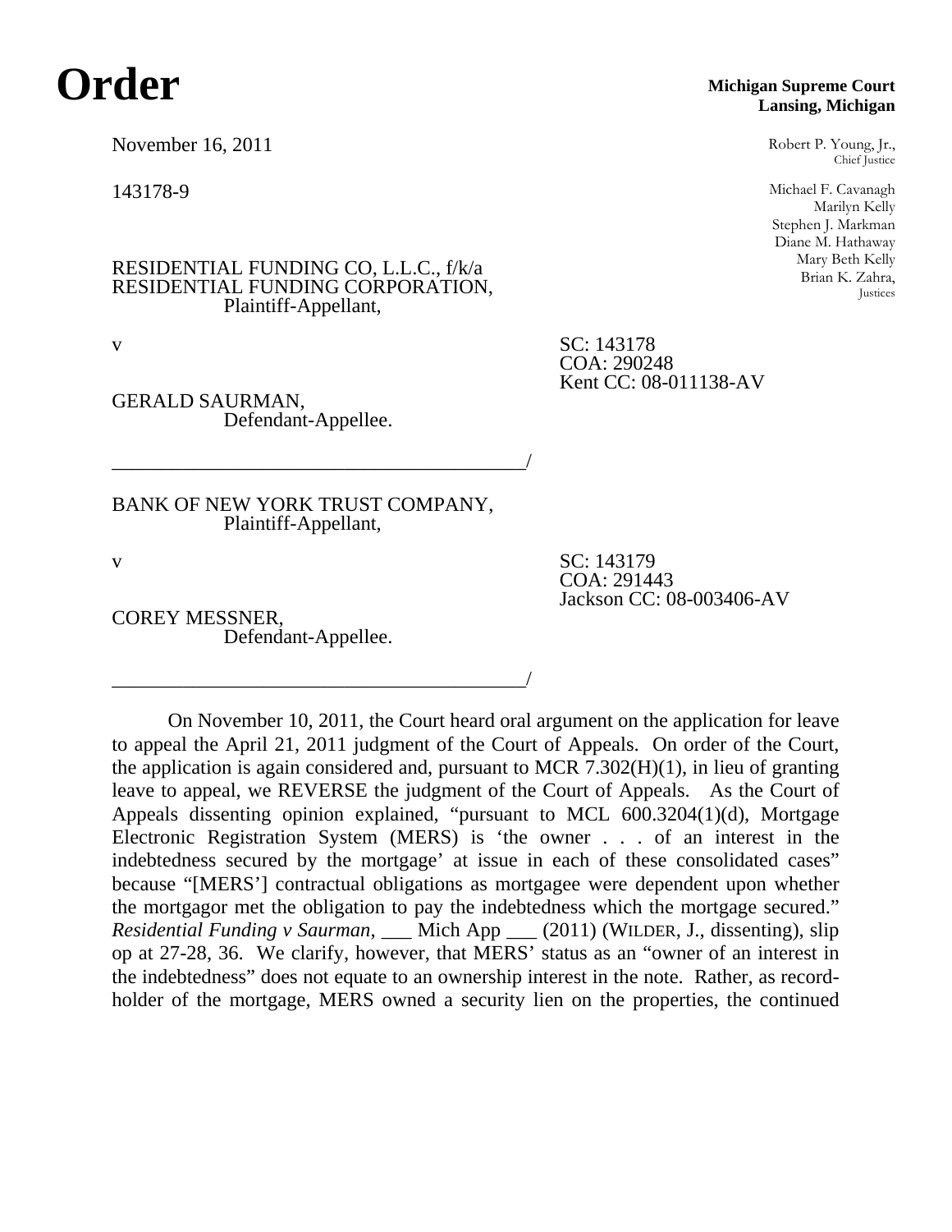# Order

**Michigan Supreme Court**
**Lansing, Michigan**

November 16, 2011

143178-9

Robert P. Young, Jr.,
Chief Justice

Michael F. Cavanagh
Marilyn Kelly
Stephen J. Markman
Diane M. Hathaway
Mary Beth Kelly
Brian K. Zahra,
Justices

RESIDENTIAL FUNDING CO, L.L.C., f/k/a
RESIDENTIAL FUNDING CORPORATION,
Plaintiff-Appellant,

v

SC: 143178
COA: 290248
Kent CC: 08-011138-AV

GERALD SAURMAN,
Defendant-Appellee.

_________________________________________/

BANK OF NEW YORK TRUST COMPANY,
Plaintiff-Appellant,

v

SC: 143179
COA: 291443
Jackson CC: 08-003406-AV

COREY MESSNER,
Defendant-Appellee.

_________________________________________/

On November 10, 2011, the Court heard oral argument on the application for leave to appeal the April 21, 2011 judgment of the Court of Appeals. On order of the Court, the application is again considered and, pursuant to MCR 7.302(H)(1), in lieu of granting leave to appeal, we REVERSE the judgment of the Court of Appeals. As the Court of Appeals dissenting opinion explained, "pursuant to MCL 600.3204(1)(d), Mortgage Electronic Registration System (MERS) is 'the owner . . . of an interest in the indebtedness secured by the mortgage' at issue in each of these consolidated cases" because "[MERS'] contractual obligations as mortgagee were dependent upon whether the mortgagor met the obligation to pay the indebtedness which the mortgage secured." *Residential Funding v Saurman*, ___ Mich App ___ (2011) (WILDER, J., dissenting), slip op at 27-28, 36. We clarify, however, that MERS' status as an "owner of an interest in the indebtedness" does not equate to an ownership interest in the note. Rather, as record-holder of the mortgage, MERS owned a security lien on the properties, the continued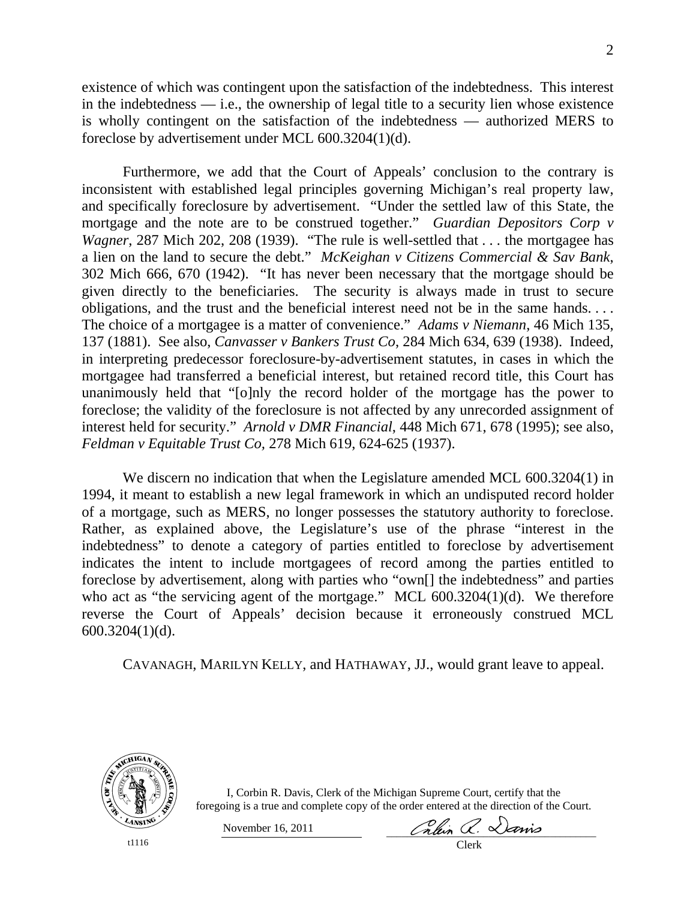existence of which was contingent upon the satisfaction of the indebtedness. This interest in the indebtedness — i.e., the ownership of legal title to a security lien whose existence is wholly contingent on the satisfaction of the indebtedness — authorized MERS to foreclose by advertisement under MCL 600.3204(1)(d).

Furthermore, we add that the Court of Appeals' conclusion to the contrary is inconsistent with established legal principles governing Michigan's real property law, and specifically foreclosure by advertisement. "Under the settled law of this State, the mortgage and the note are to be construed together." *Guardian Depositors Corp v Wagner*, 287 Mich 202, 208 (1939). "The rule is well-settled that . . . the mortgagee has a lien on the land to secure the debt." *McKeighan v Citizens Commercial & Sav Bank*, 302 Mich 666, 670 (1942). "It has never been necessary that the mortgage should be given directly to the beneficiaries. The security is always made in trust to secure obligations, and the trust and the beneficial interest need not be in the same hands. . . . The choice of a mortgagee is a matter of convenience." *Adams v Niemann*, 46 Mich 135, 137 (1881). See also, *Canvasser v Bankers Trust Co*, 284 Mich 634, 639 (1938). Indeed, in interpreting predecessor foreclosure-by-advertisement statutes, in cases in which the mortgagee had transferred a beneficial interest, but retained record title, this Court has unanimously held that "[o]nly the record holder of the mortgage has the power to foreclose; the validity of the foreclosure is not affected by any unrecorded assignment of interest held for security." *Arnold v DMR Financial*, 448 Mich 671, 678 (1995); see also, *Feldman v Equitable Trust Co,* 278 Mich 619, 624-625 (1937).

We discern no indication that when the Legislature amended MCL 600.3204(1) in 1994, it meant to establish a new legal framework in which an undisputed record holder of a mortgage, such as MERS, no longer possesses the statutory authority to foreclose. Rather, as explained above, the Legislature's use of the phrase "interest in the indebtedness" to denote a category of parties entitled to foreclose by advertisement indicates the intent to include mortgagees of record among the parties entitled to foreclose by advertisement, along with parties who "own[] the indebtedness" and parties who act as "the servicing agent of the mortgage." MCL 600.3204(1)(d). We therefore reverse the Court of Appeals' decision because it erroneously construed MCL 600.3204(1)(d).

CAVANAGH, MARILYN KELLY, and HATHAWAY, JJ., would grant leave to appeal.

I, Corbin R. Davis, Clerk of the Michigan Supreme Court, certify that the foregoing is a true and complete copy of the order entered at the direction of the Court.

November 16, 2011

Clerk

t1116